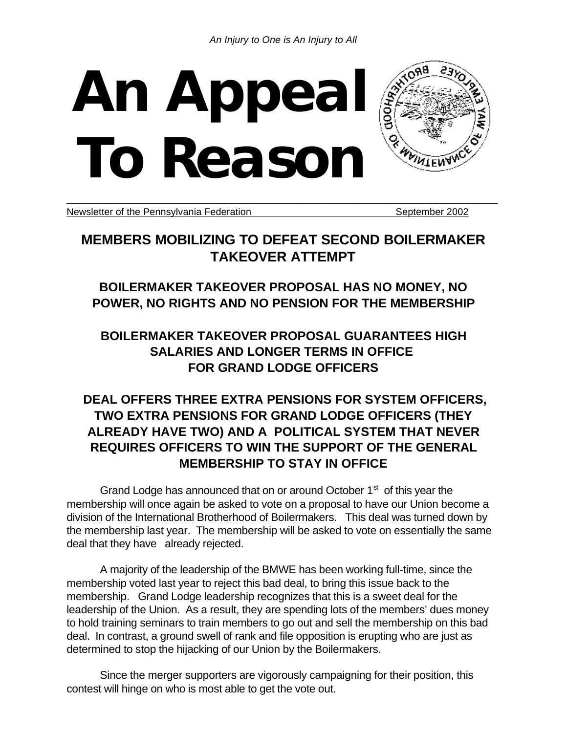*An Injury to One is An Injury to All*

# An Appeal To Reason

Newsletter of the Pennsylvania Federation September 2002

## MEMBERS MOBILIZING TO DEFEAT SECOND BOILERMAKER TAKEOVER ATTEMPT

### BOILERMAKER TAKEOVER PROPOSAL HAS NO MONEY, NO POWER, NO RIGHTS AND NO PENSION FOR THE MEMBERSHIP

### BOILERMAKER TAKEOVER PROPOSAL GUARANTEES HIGH SALARIES AND LONGER TERMS IN OFFICE FOR GRAND LODGE OFFICERS

### DEAL OFFERS THREE EXTRA PENSIONS FOR SYSTEM OFFICERS, TWO EXTRA PENSIONS FOR GRAND LODGE OFFICERS (THEY ALREADY HAVE TWO) AND A POLITICAL SYSTEM THAT NEVER REQUIRES OFFICERS TO WIN THE SUPPORT OF THE GENERAL MEMBERSHIP TO STAY IN OFFICE

Grand Lodge has announced that on or around October 1st of this year the membership will once again be asked to vote on a proposal to have our Union become a division of the International Brotherhood of Boilermakers. This deal was turned down by the membership last year. The membership will be asked to vote on essentially the same deal that they have already rejected.

A majority of the leadership of the BMWE has been working full-time, since the membership voted last year to reject this bad deal, to bring this issue back to the membership. Grand Lodge leadership recognizes that this is a sweet deal for the leadership of the Union. As a result, they are spending lots of the members' dues money to hold training seminars to train members to go out and sell the membership on this bad deal. In contrast, a ground swell of rank and file opposition is erupting who are just as determined to stop the hijacking of our Union by the Boilermakers.

Since the merger supporters are vigorously campaigning for their position, this contest will hinge on who is most able to get the vote out.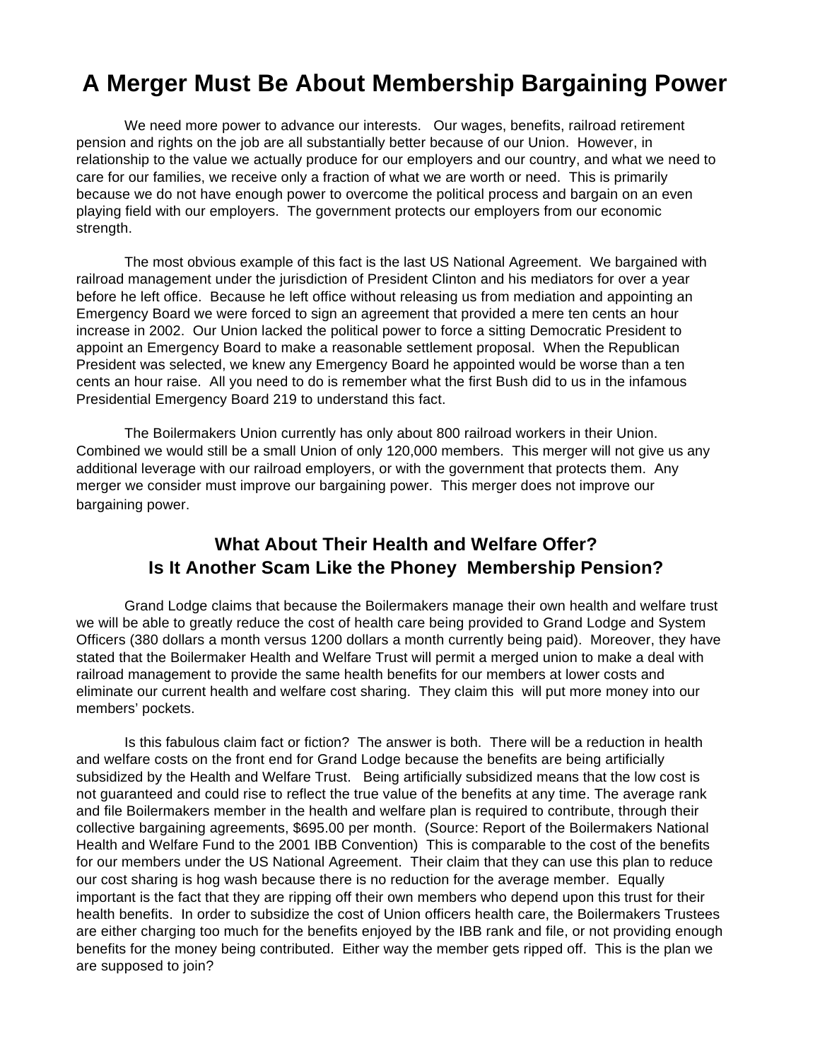# A Merger Must Be About Membership Bargaining Power

We need more power to advance our interests. Our wages, benefits, railroad retirement pension and rights on the job are all substantially better because of our Union. However, in relationship to the value we actually produce for our employers and our country, and what we need to care for our families, we receive only a fraction of what we are worth or need. This is primarily because we do not have enough power to overcome the political process and bargain on an even playing field with our employers. The government protects our employers from our economic strength.

The most obvious example of this fact is the last US National Agreement. We bargained with railroad management under the jurisdiction of President Clinton and his mediators for over a year before he left office. Because he left office without releasing us from mediation and appointing an Emergency Board we were forced to sign an agreement that provided a mere ten cents an hour increase in 2002. Our Union lacked the political power to force a sitting Democratic President to appoint an Emergency Board to make a reasonable settlement proposal. When the Republican President was selected, we knew any Emergency Board he appointed would be worse than a ten cents an hour raise. All you need to do is remember what the first Bush did to us in the infamous Presidential Emergency Board 219 to understand this fact.

The Boilermakers Union currently has only about 800 railroad workers in their Union. Combined we would still be a small Union of only 120,000 members. This merger will not give us any additional leverage with our railroad employers, or with the government that protects them. Any merger we consider must improve our bargaining power. This merger does not improve our bargaining power.

## What About Their Health and Welfare Offer? Is It Another Scam Like the Phoney Membership Pension?

Grand Lodge claims that because the Boilermakers manage their own health and welfare trust we will be able to greatly reduce the cost of health care being provided to Grand Lodge and System Officers (380 dollars a month versus 1200 dollars a month currently being paid). Moreover, they have stated that the Boilermaker Health and Welfare Trust will permit a merged union to make a deal with railroad management to provide the same health benefits for our members at lower costs and eliminate our current health and welfare cost sharing. They claim this will put more money into our members' pockets.

Is this fabulous claim fact or fiction? The answer is both. There will be a reduction in health and welfare costs on the front end for Grand Lodge because the benefits are being artificially subsidized by the Health and Welfare Trust. Being artificially subsidized means that the low cost is not guaranteed and could rise to reflect the true value of the benefits at any time. The average rank and file Boilermakers member in the health and welfare plan is required to contribute, through their collective bargaining agreements, $695.00 per month. (Source: Report of the Boilermakers National Health and Welfare Fund to the 2001 IBB Convention) This is comparable to the cost of the benefits for our members under the US National Agreement. Their claim that they can use this plan to reduce our cost sharing is hog wash because there is no reduction for the average member. Equally important is the fact that they are ripping off their own members who depend upon this trust for their health benefits. In order to subsidize the cost of Union officers health care, the Boilermakers Trustees are either charging too much for the benefits enjoyed by the IBB rank and file, or not providing enough benefits for the money being contributed. Either way the member gets ripped off. This is the plan we are supposed to join?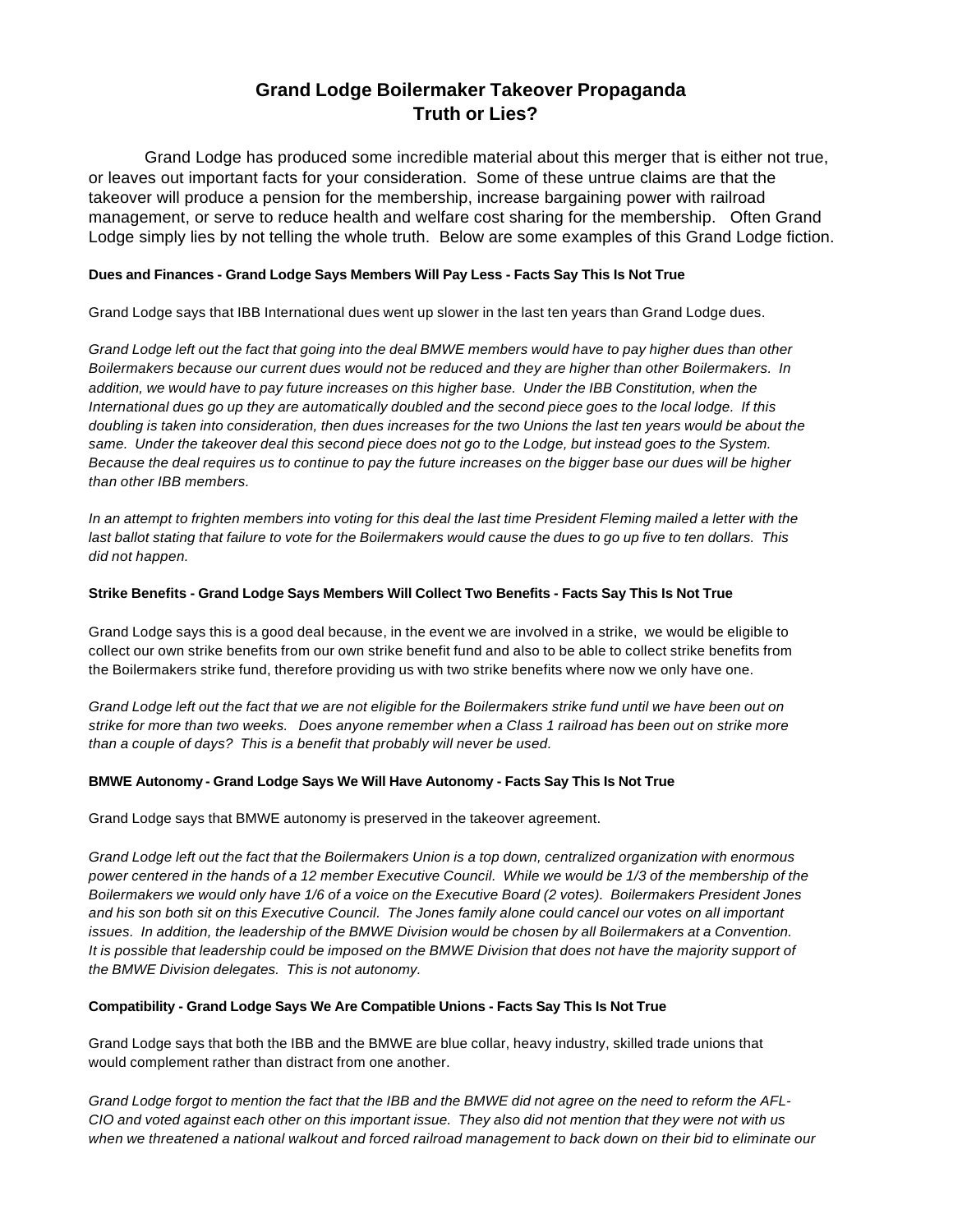# Grand Lodge Boilermaker Takeover Propaganda
# Truth or Lies?

Grand Lodge has produced some incredible material about this merger that is either not true, or leaves out important facts for your consideration. Some of these untrue claims are that the takeover will produce a pension for the membership, increase bargaining power with railroad management, or serve to reduce health and welfare cost sharing for the membership. Often Grand Lodge simply lies by not telling the whole truth. Below are some examples of this Grand Lodge fiction.

**Dues and Finances - Grand Lodge Says Members Will Pay Less - Facts Say This Is Not True**

Grand Lodge says that IBB International dues went up slower in the last ten years than Grand Lodge dues.

*Grand Lodge left out the fact that going into the deal BMWE members would have to pay higher dues than other Boilermakers because our current dues would not be reduced and they are higher than other Boilermakers. In addition, we would have to pay future increases on this higher base. Under the IBB Constitution, when the International dues go up they are automatically doubled and the second piece goes to the local lodge. If this doubling is taken into consideration, then dues increases for the two Unions the last ten years would be about the same. Under the takeover deal this second piece does not go to the Lodge, but instead goes to the System. Because the deal requires us to continue to pay the future increases on the bigger base our dues will be higher than other IBB members.*

*In an attempt to frighten members into voting for this deal the last time President Fleming mailed a letter with the last ballot stating that failure to vote for the Boilermakers would cause the dues to go up five to ten dollars. This did not happen.*

**Strike Benefits - Grand Lodge Says Members Will Collect Two Benefits - Facts Say This Is Not True**

Grand Lodge says this is a good deal because, in the event we are involved in a strike, we would be eligible to collect our own strike benefits from our own strike benefit fund and also to be able to collect strike benefits from the Boilermakers strike fund, therefore providing us with two strike benefits where now we only have one.

*Grand Lodge left out the fact that we are not eligible for the Boilermakers strike fund until we have been out on strike for more than two weeks. Does anyone remember when a Class 1 railroad has been out on strike more than a couple of days? This is a benefit that probably will never be used.*

**BMWE Autonomy - Grand Lodge Says We Will Have Autonomy - Facts Say This Is Not True**

Grand Lodge says that BMWE autonomy is preserved in the takeover agreement.

*Grand Lodge left out the fact that the Boilermakers Union is a top down, centralized organization with enormous power centered in the hands of a 12 member Executive Council. While we would be 1/3 of the membership of the Boilermakers we would only have 1/6 of a voice on the Executive Board (2 votes). Boilermakers President Jones and his son both sit on this Executive Council. The Jones family alone could cancel our votes on all important issues. In addition, the leadership of the BMWE Division would be chosen by all Boilermakers at a Convention. It is possible that leadership could be imposed on the BMWE Division that does not have the majority support of the BMWE Division delegates. This is not autonomy.*

**Compatibility - Grand Lodge Says We Are Compatible Unions - Facts Say This Is Not True**

Grand Lodge says that both the IBB and the BMWE are blue collar, heavy industry, skilled trade unions that would complement rather than distract from one another.

*Grand Lodge forgot to mention the fact that the IBB and the BMWE did not agree on the need to reform the AFL-CIO and voted against each other on this important issue. They also did not mention that they were not with us when we threatened a national walkout and forced railroad management to back down on their bid to eliminate our*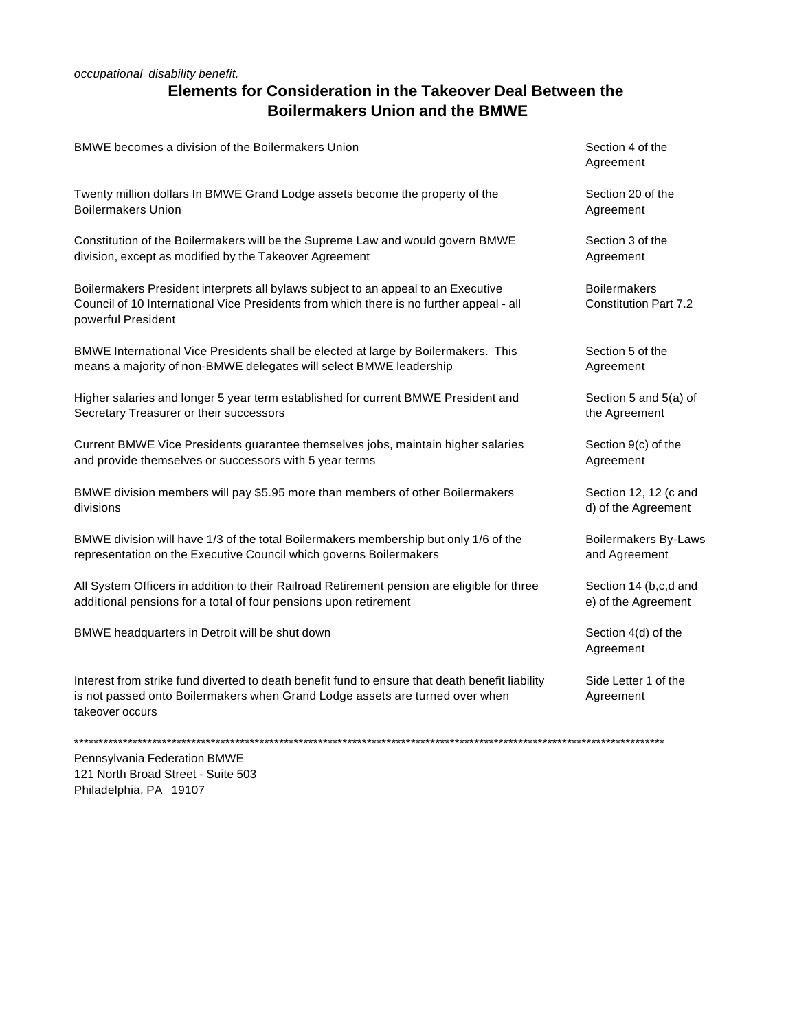*occupational disability benefit.*

## Elements for Consideration in the Takeover Deal Between the Boilermakers Union and the BMWE

| | |
|---|---|
| BMWE becomes a division of the Boilermakers Union | Section 4 of the Agreement |
| Twenty million dollars In BMWE Grand Lodge assets become the property of the Boilermakers Union | Section 20 of the Agreement |
| Constitution of the Boilermakers will be the Supreme Law and would govern BMWE division, except as modified by the Takeover Agreement | Section 3 of the Agreement |
| Boilermakers President interprets all bylaws subject to an appeal to an Executive Council of 10 International Vice Presidents from which there is no further appeal - all powerful President | Boilermakers Constitution Part 7.2 |
| BMWE International Vice Presidents shall be elected at large by Boilermakers. This means a majority of non-BMWE delegates will select BMWE leadership | Section 5 of the Agreement |
| Higher salaries and longer 5 year term established for current BMWE President and Secretary Treasurer or their successors | Section 5 and 5(a) of the Agreement |
| Current BMWE Vice Presidents guarantee themselves jobs, maintain higher salaries and provide themselves or successors with 5 year terms | Section 9(c) of the Agreement |
| BMWE division members will pay $5.95 more than members of other Boilermakers divisions | Section 12, 12 (c and d) of the Agreement |
| BMWE division will have 1/3 of the total Boilermakers membership but only 1/6 of the representation on the Executive Council which governs Boilermakers | Boilermakers By-Laws and Agreement |
| All System Officers in addition to their Railroad Retirement pension are eligible for three additional pensions for a total of four pensions upon retirement | Section 14 (b,c,d and e) of the Agreement |
| BMWE headquarters in Detroit will be shut down | Section 4(d) of the Agreement |
| Interest from strike fund diverted to death benefit fund to ensure that death benefit liability is not passed onto Boilermakers when Grand Lodge assets are turned over when takeover occurs | Side Letter 1 of the Agreement |

*********************************************************************************************************************

Pennsylvania Federation BMWE
121 North Broad Street - Suite 503
Philadelphia, PA 19107